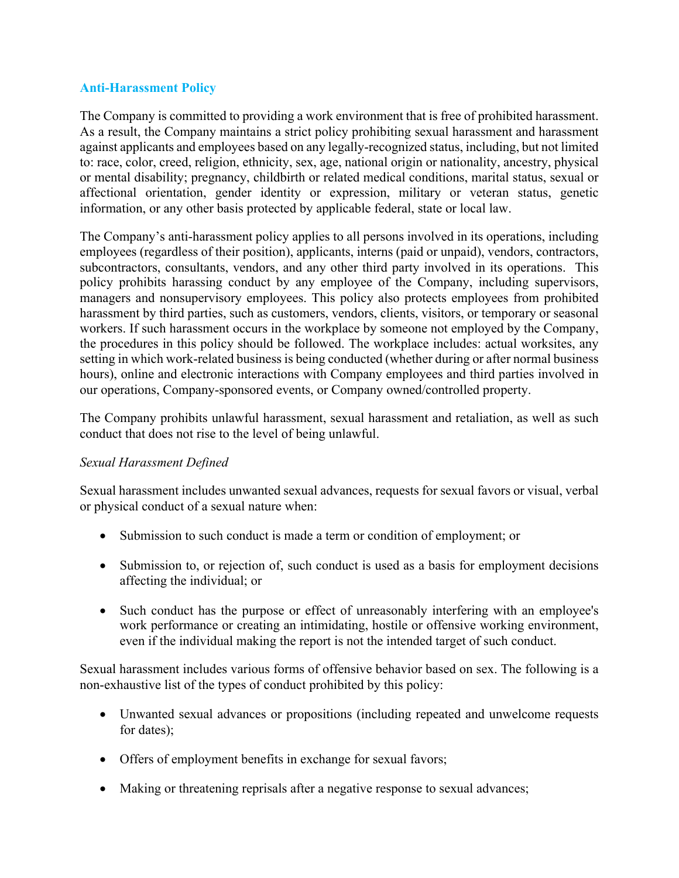## Anti-Harassment Policy

The Company is committed to providing a work environment that is free of prohibited harassment. As a result, the Company maintains a strict policy prohibiting sexual harassment and harassment against applicants and employees based on any legally-recognized status, including, but not limited to: race, color, creed, religion, ethnicity, sex, age, national origin or nationality, ancestry, physical or mental disability; pregnancy, childbirth or related medical conditions, marital status, sexual or affectional orientation, gender identity or expression, military or veteran status, genetic information, or any other basis protected by applicable federal, state or local law.

The Company's anti-harassment policy applies to all persons involved in its operations, including employees (regardless of their position), applicants, interns (paid or unpaid), vendors, contractors, subcontractors, consultants, vendors, and any other third party involved in its operations. This policy prohibits harassing conduct by any employee of the Company, including supervisors, managers and nonsupervisory employees. This policy also protects employees from prohibited harassment by third parties, such as customers, vendors, clients, visitors, or temporary or seasonal workers. If such harassment occurs in the workplace by someone not employed by the Company, the procedures in this policy should be followed. The workplace includes: actual worksites, any setting in which work-related business is being conducted (whether during or after normal business hours), online and electronic interactions with Company employees and third parties involved in our operations, Company-sponsored events, or Company owned/controlled property.

The Company prohibits unlawful harassment, sexual harassment and retaliation, as well as such conduct that does not rise to the level of being unlawful.

*Sexual Harassment Defined*

Sexual harassment includes unwanted sexual advances, requests for sexual favors or visual, verbal or physical conduct of a sexual nature when:

- Submission to such conduct is made a term or condition of employment; or
- Submission to, or rejection of, such conduct is used as a basis for employment decisions affecting the individual; or
- Such conduct has the purpose or effect of unreasonably interfering with an employee's work performance or creating an intimidating, hostile or offensive working environment, even if the individual making the report is not the intended target of such conduct.

Sexual harassment includes various forms of offensive behavior based on sex. The following is a non-exhaustive list of the types of conduct prohibited by this policy:

- Unwanted sexual advances or propositions (including repeated and unwelcome requests for dates);
- Offers of employment benefits in exchange for sexual favors;
- Making or threatening reprisals after a negative response to sexual advances;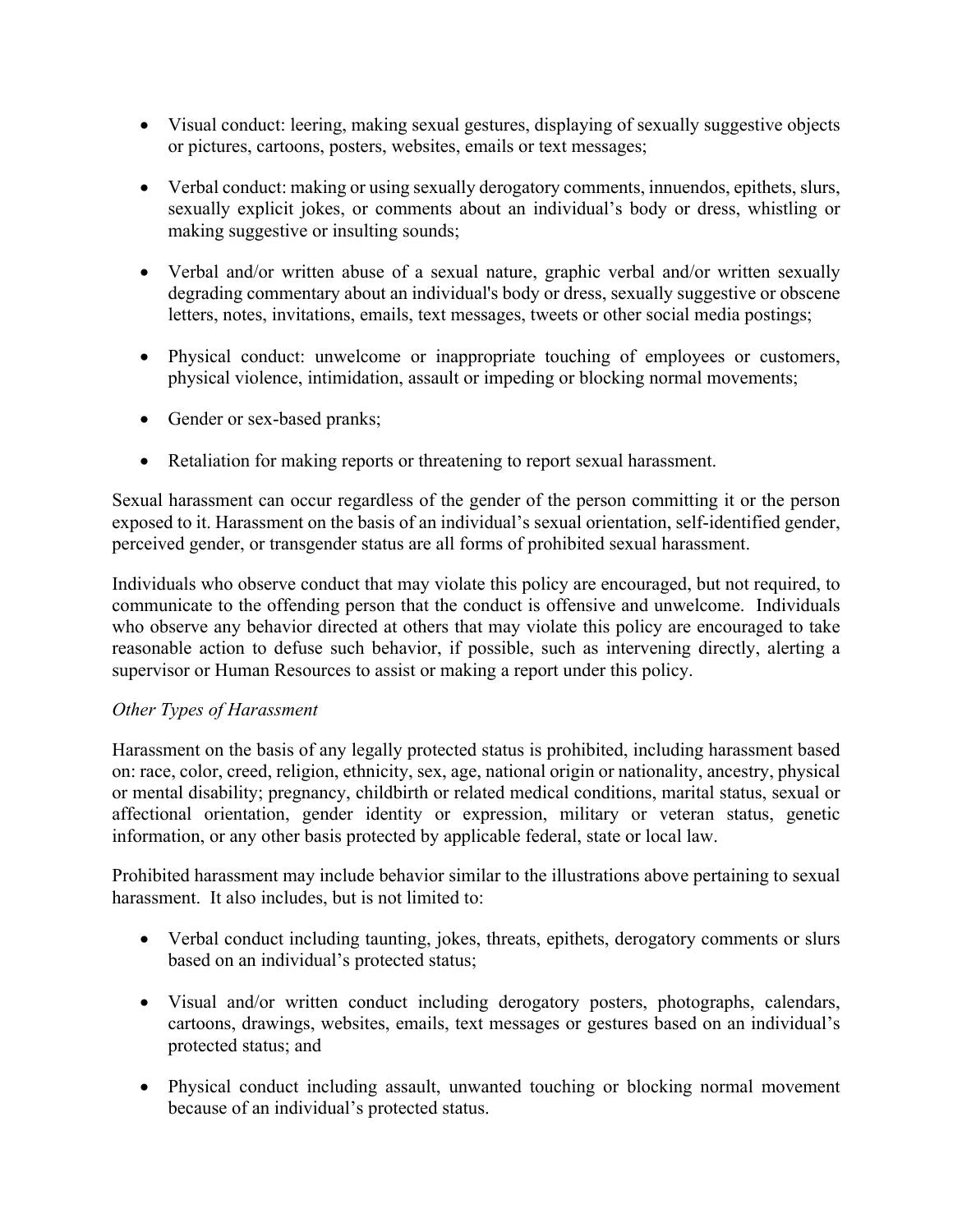- Visual conduct: leering, making sexual gestures, displaying of sexually suggestive objects or pictures, cartoons, posters, websites, emails or text messages;

- Verbal conduct: making or using sexually derogatory comments, innuendos, epithets, slurs, sexually explicit jokes, or comments about an individual's body or dress, whistling or making suggestive or insulting sounds;

- Verbal and/or written abuse of a sexual nature, graphic verbal and/or written sexually degrading commentary about an individual's body or dress, sexually suggestive or obscene letters, notes, invitations, emails, text messages, tweets or other social media postings;

- Physical conduct: unwelcome or inappropriate touching of employees or customers, physical violence, intimidation, assault or impeding or blocking normal movements;

- Gender or sex-based pranks;

- Retaliation for making reports or threatening to report sexual harassment.

Sexual harassment can occur regardless of the gender of the person committing it or the person exposed to it. Harassment on the basis of an individual's sexual orientation, self-identified gender, perceived gender, or transgender status are all forms of prohibited sexual harassment.

Individuals who observe conduct that may violate this policy are encouraged, but not required, to communicate to the offending person that the conduct is offensive and unwelcome. Individuals who observe any behavior directed at others that may violate this policy are encouraged to take reasonable action to defuse such behavior, if possible, such as intervening directly, alerting a supervisor or Human Resources to assist or making a report under this policy.

*Other Types of Harassment*

Harassment on the basis of any legally protected status is prohibited, including harassment based on: race, color, creed, religion, ethnicity, sex, age, national origin or nationality, ancestry, physical or mental disability; pregnancy, childbirth or related medical conditions, marital status, sexual or affectional orientation, gender identity or expression, military or veteran status, genetic information, or any other basis protected by applicable federal, state or local law.

Prohibited harassment may include behavior similar to the illustrations above pertaining to sexual harassment. It also includes, but is not limited to:

- Verbal conduct including taunting, jokes, threats, epithets, derogatory comments or slurs based on an individual's protected status;

- Visual and/or written conduct including derogatory posters, photographs, calendars, cartoons, drawings, websites, emails, text messages or gestures based on an individual's protected status; and

- Physical conduct including assault, unwanted touching or blocking normal movement because of an individual's protected status.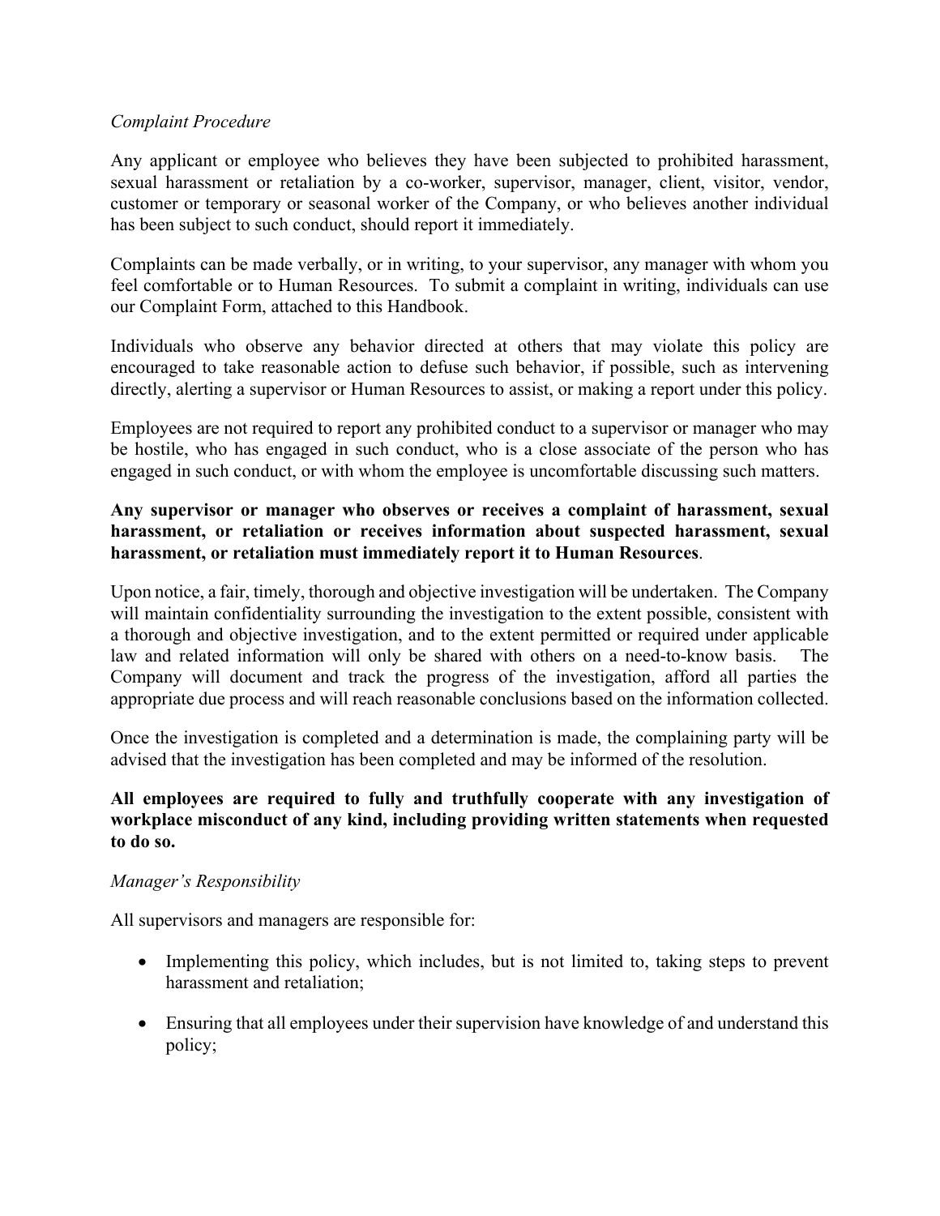*Complaint Procedure*

Any applicant or employee who believes they have been subjected to prohibited harassment, sexual harassment or retaliation by a co-worker, supervisor, manager, client, visitor, vendor, customer or temporary or seasonal worker of the Company, or who believes another individual has been subject to such conduct, should report it immediately.

Complaints can be made verbally, or in writing, to your supervisor, any manager with whom you feel comfortable or to Human Resources. To submit a complaint in writing, individuals can use our Complaint Form, attached to this Handbook.

Individuals who observe any behavior directed at others that may violate this policy are encouraged to take reasonable action to defuse such behavior, if possible, such as intervening directly, alerting a supervisor or Human Resources to assist, or making a report under this policy.

Employees are not required to report any prohibited conduct to a supervisor or manager who may be hostile, who has engaged in such conduct, who is a close associate of the person who has engaged in such conduct, or with whom the employee is uncomfortable discussing such matters.

**Any supervisor or manager who observes or receives a complaint of harassment, sexual harassment, or retaliation or receives information about suspected harassment, sexual harassment, or retaliation must immediately report it to Human Resources**.

Upon notice, a fair, timely, thorough and objective investigation will be undertaken. The Company will maintain confidentiality surrounding the investigation to the extent possible, consistent with a thorough and objective investigation, and to the extent permitted or required under applicable law and related information will only be shared with others on a need-to-know basis. The Company will document and track the progress of the investigation, afford all parties the appropriate due process and will reach reasonable conclusions based on the information collected.

Once the investigation is completed and a determination is made, the complaining party will be advised that the investigation has been completed and may be informed of the resolution.

**All employees are required to fully and truthfully cooperate with any investigation of workplace misconduct of any kind, including providing written statements when requested to do so.**

*Manager's Responsibility*

All supervisors and managers are responsible for:

- Implementing this policy, which includes, but is not limited to, taking steps to prevent harassment and retaliation;
- Ensuring that all employees under their supervision have knowledge of and understand this policy;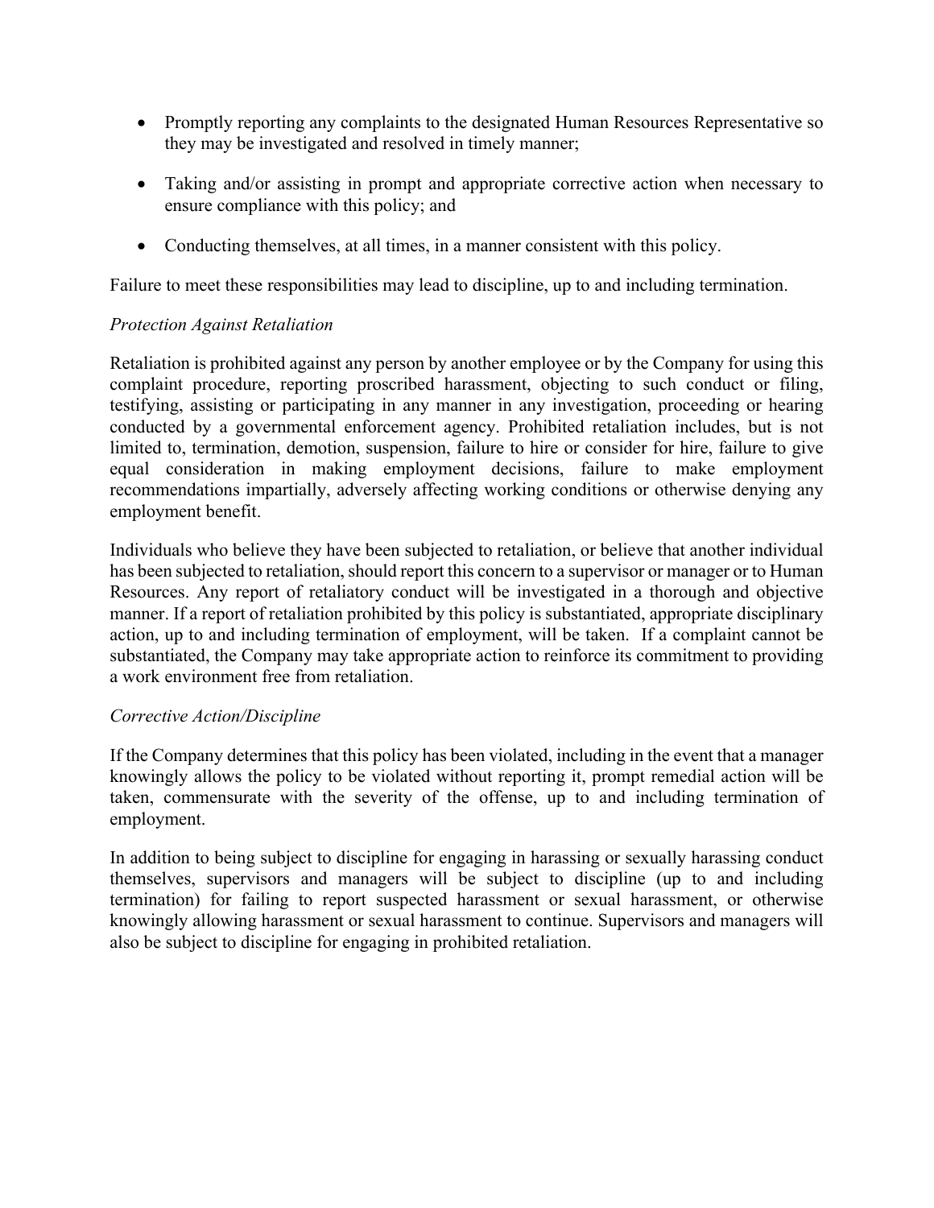- Promptly reporting any complaints to the designated Human Resources Representative so they may be investigated and resolved in timely manner;
- Taking and/or assisting in prompt and appropriate corrective action when necessary to ensure compliance with this policy; and
- Conducting themselves, at all times, in a manner consistent with this policy.

Failure to meet these responsibilities may lead to discipline, up to and including termination.

*Protection Against Retaliation*

Retaliation is prohibited against any person by another employee or by the Company for using this complaint procedure, reporting proscribed harassment, objecting to such conduct or filing, testifying, assisting or participating in any manner in any investigation, proceeding or hearing conducted by a governmental enforcement agency. Prohibited retaliation includes, but is not limited to, termination, demotion, suspension, failure to hire or consider for hire, failure to give equal consideration in making employment decisions, failure to make employment recommendations impartially, adversely affecting working conditions or otherwise denying any employment benefit.

Individuals who believe they have been subjected to retaliation, or believe that another individual has been subjected to retaliation, should report this concern to a supervisor or manager or to Human Resources. Any report of retaliatory conduct will be investigated in a thorough and objective manner. If a report of retaliation prohibited by this policy is substantiated, appropriate disciplinary action, up to and including termination of employment, will be taken. If a complaint cannot be substantiated, the Company may take appropriate action to reinforce its commitment to providing a work environment free from retaliation.

*Corrective Action/Discipline*

If the Company determines that this policy has been violated, including in the event that a manager knowingly allows the policy to be violated without reporting it, prompt remedial action will be taken, commensurate with the severity of the offense, up to and including termination of employment.

In addition to being subject to discipline for engaging in harassing or sexually harassing conduct themselves, supervisors and managers will be subject to discipline (up to and including termination) for failing to report suspected harassment or sexual harassment, or otherwise knowingly allowing harassment or sexual harassment to continue. Supervisors and managers will also be subject to discipline for engaging in prohibited retaliation.